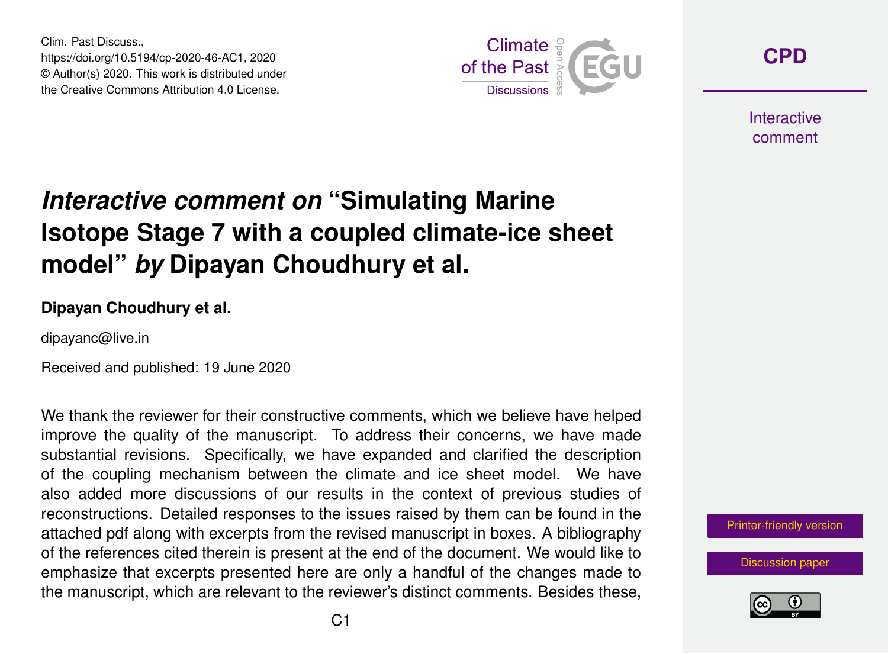Clim. Past Discuss.,
https://doi.org/10.5194/cp-2020-46-AC1, 2020
© Author(s) 2020. This work is distributed under
the Creative Commons Attribution 4.0 License.

# *Interactive comment on* "Simulating Marine Isotope Stage 7 with a coupled climate-ice sheet model" *by* Dipayan Choudhury et al.

**Dipayan Choudhury et al.**

dipayanc@live.in

Received and published: 19 June 2020

We thank the reviewer for their constructive comments, which we believe have helped improve the quality of the manuscript. To address their concerns, we have made substantial revisions. Specifically, we have expanded and clarified the description of the coupling mechanism between the climate and ice sheet model. We have also added more discussions of our results in the context of previous studies of reconstructions. Detailed responses to the issues raised by them can be found in the attached pdf along with excerpts from the revised manuscript in boxes. A bibliography of the references cited therein is present at the end of the document. We would like to emphasize that excerpts presented here are only a handful of the changes made to the manuscript, which are relevant to the reviewer's distinct comments. Besides these,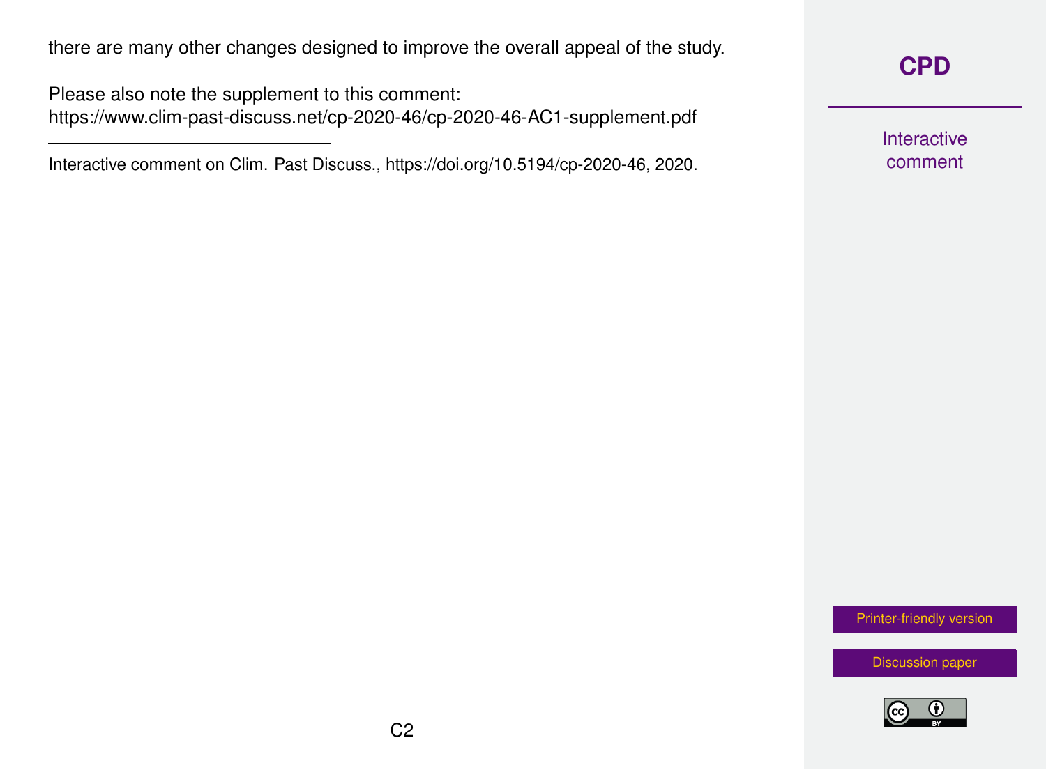there are many other changes designed to improve the overall appeal of the study.

Please also note the supplement to this comment:
https://www.clim-past-discuss.net/cp-2020-46/cp-2020-46-AC1-supplement.pdf

---

Interactive comment on Clim. Past Discuss., https://doi.org/10.5194/cp-2020-46, 2020.